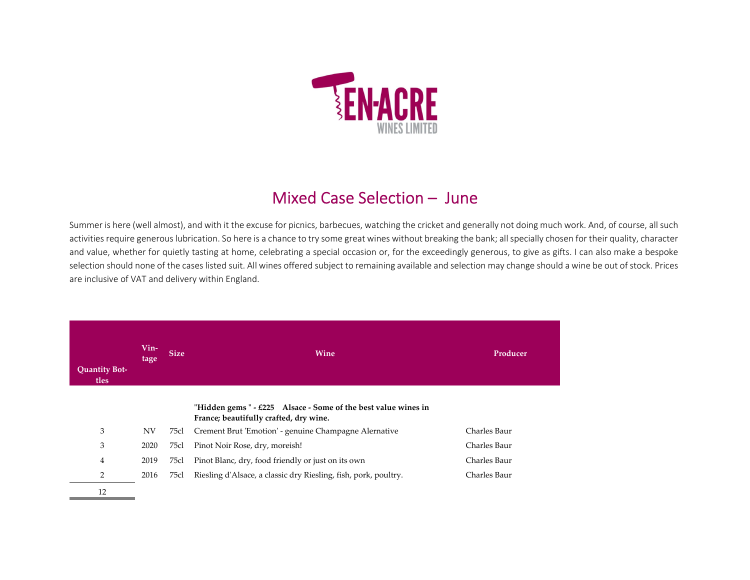# Mixed Case Selection – June

Summer is here (well almost), and with it the excuse for picnics, barbecues, watching the cricket and generally not doing much work. And, of course, all such activities require generous lubrication. So here is a chance to try some great wines without breaking the bank; all specially chosen for their quality, character and value, whether for quietly tasting at home, celebrating a special occasion or, for the exceedingly generous, to give as gifts. I can also make a bespoke selection should none of the cases listed suit. All wines offered subject to remaining available and selection may change should a wine be out of stock. Prices are inclusive of VAT and delivery within England.

| Quantity Bottles | Vintage | Size | Wine | Producer |
|---|---|---|---|---|
| | | | **"Hidden gems " - £225 Alsace - Some of the best value wines in France; beautifully crafted, dry wine.** | |
| 3 | NV | 75cl | Crement Brut 'Emotion' - genuine Champagne Alernative | Charles Baur |
| 3 | 2020 | 75cl | Pinot Noir Rose, dry, moreish! | Charles Baur |
| 4 | 2019 | 75cl | Pinot Blanc, dry, food friendly or just on its own | Charles Baur |
| 2 | 2016 | 75cl | Riesling d'Alsace, a classic dry Riesling, fish, pork, poultry. | Charles Baur |
| 12 | | | | |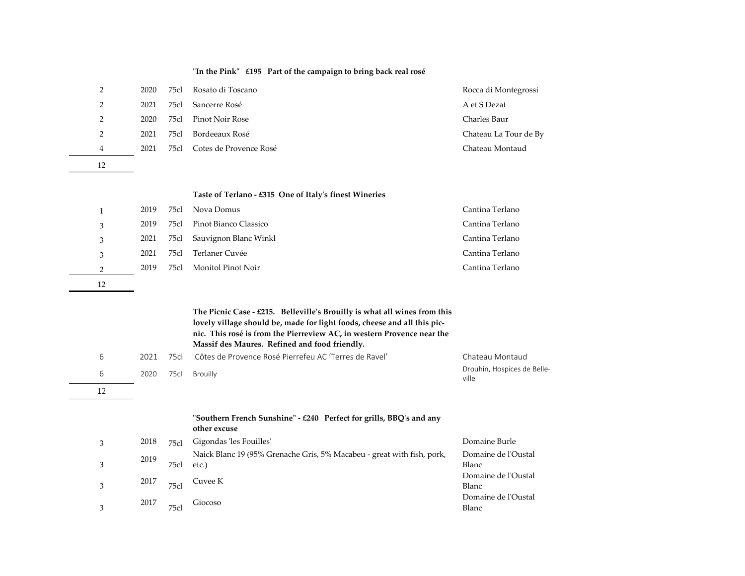**"In the Pink" £195 Part of the campaign to bring back real rosé**

| Qty | Vintage | Size | Wine | Producer |
|---|---|---|---|---|
| 2 | 2020 | 75cl | Rosato di Toscano | Rocca di Montegrossi |
| 2 | 2021 | 75cl | Sancerre Rosé | A et S Dezat |
| 2 | 2020 | 75cl | Pinot Noir Rose | Charles Baur |
| 2 | 2021 | 75cl | Bordeeaux Rosé | Chateau La Tour de By |
| 4 | 2021 | 75cl | Cotes de Provence Rosé | Chateau Montaud |
| 12 | | | | |

**Taste of Terlano - £315 One of Italy's finest Wineries**

| Qty | Vintage | Size | Wine | Producer |
|---|---|---|---|---|
| 1 | 2019 | 75cl | Nova Domus | Cantina Terlano |
| 3 | 2019 | 75cl | Pinot Bianco Classico | Cantina Terlano |
| 3 | 2021 | 75cl | Sauvignon Blanc Winkl | Cantina Terlano |
| 3 | 2021 | 75cl | Terlaner Cuvée | Cantina Terlano |
| 2 | 2019 | 75cl | Monitol Pinot Noir | Cantina Terlano |
| 12 | | | | |

**The Picnic Case - £215. Belleville's Brouilly is what all wines from this lovely village should be, made for light foods, cheese and all this pic-nic. This rosé is from the Pierreview AC, in western Provence near the Massif des Maures. Refined and food friendly.**

| Qty | Vintage | Size | Wine | Producer |
|---|---|---|---|---|
| 6 | 2021 | 75cl | Côtes de Provence Rosé Pierrefeu AC 'Terres de Ravel' | Chateau Montaud |
| 6 | 2020 | 75cl | Brouilly | Drouhin, Hospices de Belle-ville |
| 12 | | | | |

**"Southern French Sunshine" - £240 Perfect for grills, BBQ's and any other excuse**

| Qty | Vintage | Size | Wine | Producer |
|---|---|---|---|---|
| 3 | 2018 | 75cl | Gigondas 'les Fouilles' | Domaine Burle |
| 3 | 2019 | 75cl | Naick Blanc 19 (95% Grenache Gris, 5% Macabeu - great with fish, pork, etc.) | Domaine de l'Oustal Blanc |
| 3 | 2017 | 75cl | Cuvee K | Domaine de l'Oustal Blanc |
| 3 | 2017 | 75cl | Giocoso | Domaine de l'Oustal Blanc |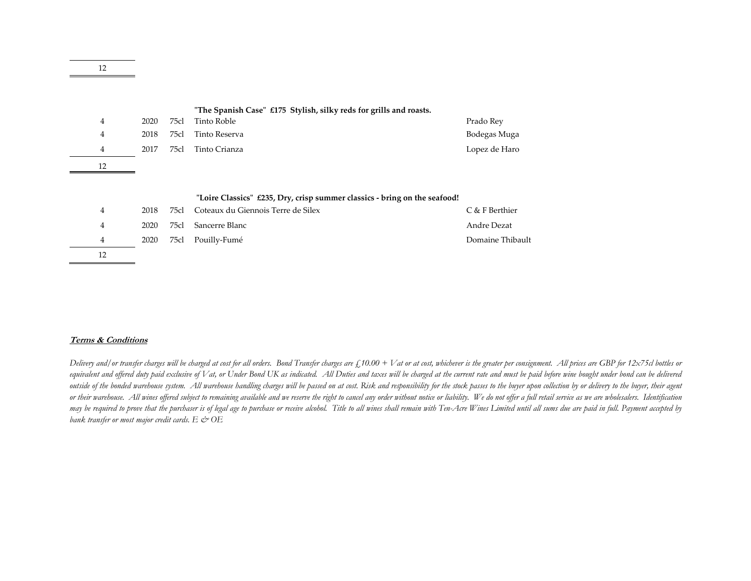| | | | | |
|---|---|---|---|---|
| 12 | | | | |

**"The Spanish Case" £175 Stylish, silky reds for grills and roasts.**

| | | | | |
|---|---|---|---|---|
| 4 | 2020 | 75cl | Tinto Roble | Prado Rey |
| 4 | 2018 | 75cl | Tinto Reserva | Bodegas Muga |
| 4 | 2017 | 75cl | Tinto Crianza | Lopez de Haro |
| 12 | | | | |

**"Loire Classics" £235, Dry, crisp summer classics - bring on the seafood!**

| | | | | |
|---|---|---|---|---|
| 4 | 2018 | 75cl | Coteaux du Giennois Terre de Silex | C & F Berthier |
| 4 | 2020 | 75cl | Sancerre Blanc | Andre Dezat |
| 4 | 2020 | 75cl | Pouilly-Fumé | Domaine Thibault |
| 12 | | | | |

***Terms & Conditions***

*Delivery and/or transfer charges will be charged at cost for all orders. Bond Transfer charges are £10.00 + Vat or at cost, whichever is the greater per consignment. All prices are GBP for 12x75cl bottles or equivalent and offered duty paid exclusive of Vat, or Under Bond UK as indicated. All Duties and taxes will be charged at the current rate and must be paid before wine bought under bond can be delivered outside of the bonded warehouse system. All warehouse handling charges will be passed on at cost. Risk and responsibility for the stock passes to the buyer upon collection by or delivery to the buyer, their agent or their warehouse. All wines offered subject to remaining available and we reserve the right to cancel any order without notice or liability. We do not offer a full retail service as we are wholesalers. Identification may be required to prove that the purchaser is of legal age to purchase or receive alcohol. Title to all wines shall remain with Ten-Acre Wines Limited until all sums due are paid in full. Payment accepted by bank transfer or most major credit cards. E & OE*